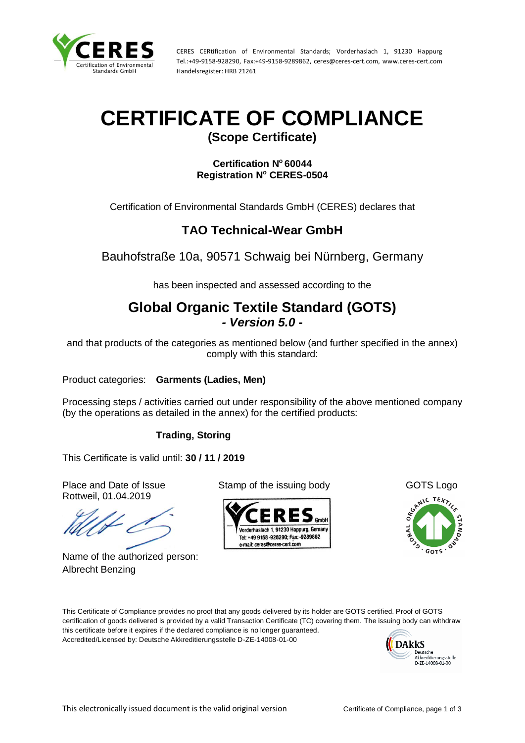CERES CERtification of Environmental Standards; Vorderhaslach 1, 91230 Happurg
Tel.:+49-9158-928290, Fax:+49-9158-9289862, ceres@ceres-cert.com, www.ceres-cert.com
Handelsregister: HRB 21261

# CERTIFICATE OF COMPLIANCE

## (Scope Certificate)

**Certification N° 60044**
**Registration N° CERES-0504**

Certification of Environmental Standards GmbH (CERES) declares that

## TAO Technical-Wear GmbH

Bauhofstraße 10a, 90571 Schwaig bei Nürnberg, Germany

has been inspected and assessed according to the

## Global Organic Textile Standard (GOTS)

***- Version 5.0 -***

and that products of the categories as mentioned below (and further specified in the annex) comply with this standard:

Product categories: **Garments (Ladies, Men)**

Processing steps / activities carried out under responsibility of the above mentioned company (by the operations as detailed in the annex) for the certified products:

**Trading, Storing**

This Certificate is valid until: **30 / 11 / 2019**

Place and Date of Issue
Rottweil, 01.04.2019

Name of the authorized person:
Albrecht Benzing

Stamp of the issuing body

CERES GmbH
Vorderhaslach 1, 91230 Happurg, Gemany
Tel: +49 9158 -928290; Fax: -9289862
e-mail: ceres@ceres-cert.com

GOTS Logo

This Certificate of Compliance provides no proof that any goods delivered by its holder are GOTS certified. Proof of GOTS certification of goods delivered is provided by a valid Transaction Certificate (TC) covering them. The issuing body can withdraw this certificate before it expires if the declared compliance is no longer guaranteed.
Accredited/Licensed by: Deutsche Akkreditierungsstelle D-ZE-14008-01-00

DAkkS Deutsche Akkreditierungsstelle D-ZE-14008-01-00

This electronically issued document is the valid original version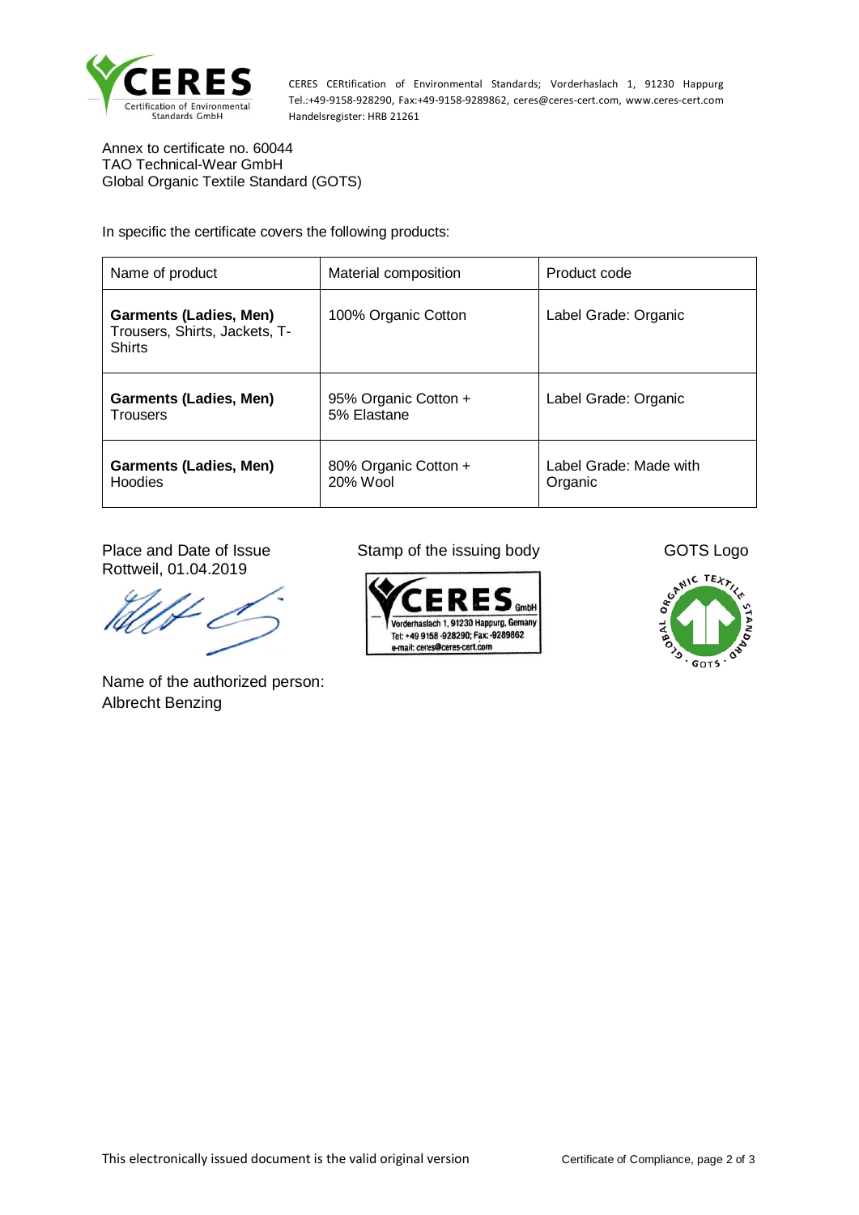CERES CERtification of Environmental Standards; Vorderhaslach 1, 91230 Happurg
Tel.:+49-9158-928290, Fax:+49-9158-9289862, ceres@ceres-cert.com, www.ceres-cert.com
Handelsregister: HRB 21261

Annex to certificate no. 60044
TAO Technical-Wear GmbH
Global Organic Textile Standard (GOTS)

In specific the certificate covers the following products:

| Name of product | Material composition | Product code |
|---|---|---|
| **Garments (Ladies, Men)** Trousers, Shirts, Jackets, T-Shirts | 100% Organic Cotton | Label Grade: Organic |
| **Garments (Ladies, Men)** Trousers | 95% Organic Cotton + 5% Elastane | Label Grade: Organic |
| **Garments (Ladies, Men)** Hoodies | 80% Organic Cotton + 20% Wool | Label Grade: Made with Organic |

Place and Date of Issue
Rottweil, 01.04.2019

Stamp of the issuing body

CERES GmbH
Vorderhaslach 1, 91230 Happurg, Gemany
Tel: +49 9158 -928290; Fax: -9289862
e-mail: ceres@ceres-cert.com

GOTS Logo

Name of the authorized person:
Albrecht Benzing

This electronically issued document is the valid original version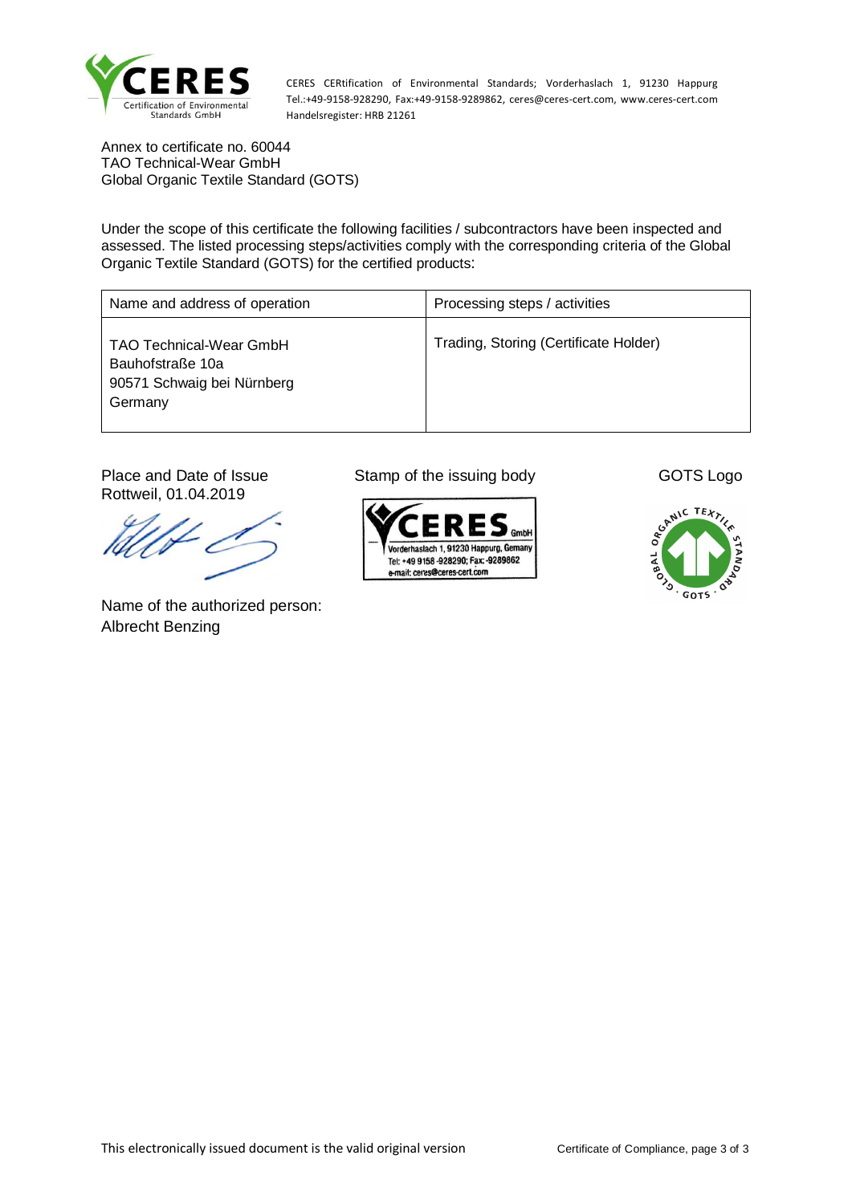CERES CERtification of Environmental Standards; Vorderhaslach 1, 91230 Happurg
Tel.:+49-9158-928290, Fax:+49-9158-9289862, ceres@ceres-cert.com, www.ceres-cert.com
Handelsregister: HRB 21261

Annex to certificate no. 60044
TAO Technical-Wear GmbH
Global Organic Textile Standard (GOTS)

Under the scope of this certificate the following facilities / subcontractors have been inspected and assessed. The listed processing steps/activities comply with the corresponding criteria of the Global Organic Textile Standard (GOTS) for the certified products:

| Name and address of operation | Processing steps / activities |
|---|---|
| TAO Technical-Wear GmbH<br>Bauhofstraße 10a<br>90571 Schwaig bei Nürnberg<br>Germany | Trading, Storing (Certificate Holder) |

Place and Date of Issue
Rottweil, 01.04.2019

Stamp of the issuing body

CERES GmbH
Vorderhaslach 1, 91230 Happurg, Gemany
Tel: +49 9158 -928290; Fax: -9289862
e-mail: ceres@ceres-cert.com

GOTS Logo

Name of the authorized person:
Albrecht Benzing

This electronically issued document is the valid original version

Certificate of Compliance, page 3 of 3